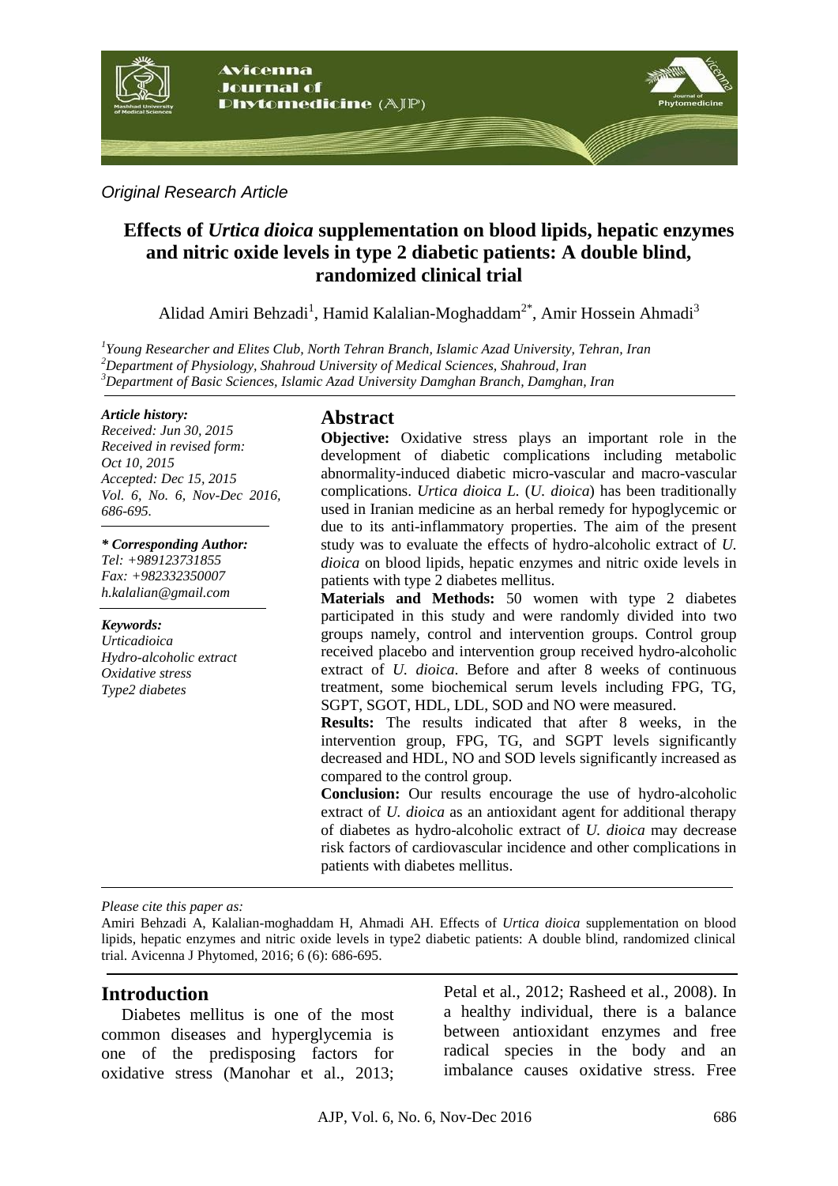*Original Research Article*

# Effects of *Urtica dioica* supplementation on blood lipids, hepatic enzymes and nitric oxide levels in type 2 diabetic patients: A double blind, randomized clinical trial

Alidad Amiri Behzadi[1], Hamid Kalalian-Moghaddam[2*], Amir Hossein Ahmadi[3]

[1]*Young Researcher and Elites Club, North Tehran Branch, Islamic Azad University, Tehran, Iran*
[2]*Department of Physiology, Shahroud University of Medical Sciences, Shahroud, Iran*
[3]*Department of Basic Sciences, Islamic Azad University Damghan Branch, Damghan, Iran*

***Article history:***
*Received: Jun 30, 2015*
*Received in revised form: Oct 10, 2015*
*Accepted: Dec 15, 2015*
*Vol. 6, No. 6, Nov-Dec 2016, 686-695.*

***\* Corresponding Author:***
*Tel: +989123731855*
*Fax: +982332350007*
*h.kalalian@gmail.com*

***Keywords:***
*Urticadioica*
*Hydro-alcoholic extract*
*Oxidative stress*
*Type2 diabetes*

## Abstract

**Objective:** Oxidative stress plays an important role in the development of diabetic complications including metabolic abnormality-induced diabetic micro-vascular and macro-vascular complications. *Urtica dioica L.* (*U. dioica*) has been traditionally used in Iranian medicine as an herbal remedy for hypoglycemic or due to its anti-inflammatory properties. The aim of the present study was to evaluate the effects of hydro-alcoholic extract of *U. dioica* on blood lipids, hepatic enzymes and nitric oxide levels in patients with type 2 diabetes mellitus.

**Materials and Methods:** 50 women with type 2 diabetes participated in this study and were randomly divided into two groups namely, control and intervention groups. Control group received placebo and intervention group received hydro-alcoholic extract of *U. dioica*. Before and after 8 weeks of continuous treatment, some biochemical serum levels including FPG, TG, SGPT, SGOT, HDL, LDL, SOD and NO were measured.

**Results:** The results indicated that after 8 weeks, in the intervention group, FPG, TG, and SGPT levels significantly decreased and HDL, NO and SOD levels significantly increased as compared to the control group.

**Conclusion:** Our results encourage the use of hydro-alcoholic extract of *U. dioica* as an antioxidant agent for additional therapy of diabetes as hydro-alcoholic extract of *U. dioica* may decrease risk factors of cardiovascular incidence and other complications in patients with diabetes mellitus.

*Please cite this paper as:*

Amiri Behzadi A, Kalalian-moghaddam H, Ahmadi AH. Effects of *Urtica dioica* supplementation on blood lipids, hepatic enzymes and nitric oxide levels in type2 diabetic patients: A double blind, randomized clinical trial. Avicenna J Phytomed, 2016; 6 (6): 686-695.

## Introduction

Diabetes mellitus is one of the most common diseases and hyperglycemia is one of the predisposing factors for oxidative stress (Manohar et al., 2013; Petal et al., 2012; Rasheed et al., 2008). In a healthy individual, there is a balance between antioxidant enzymes and free radical species in the body and an imbalance causes oxidative stress. Free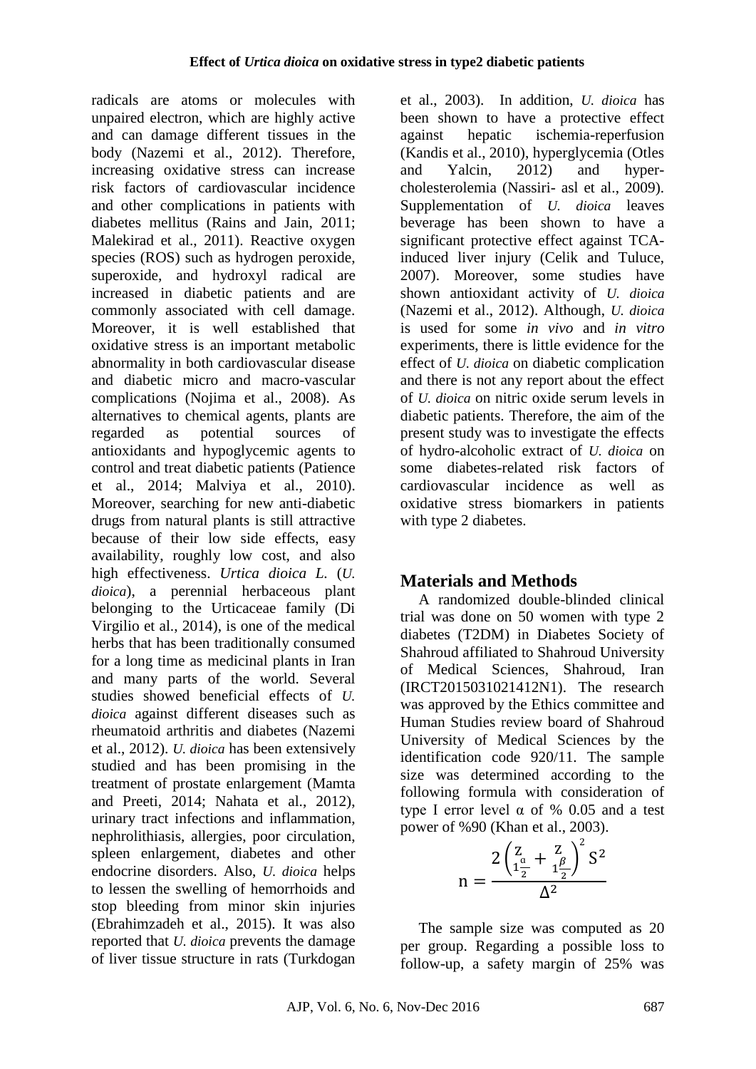radicals are atoms or molecules with unpaired electron, which are highly active and can damage different tissues in the body (Nazemi et al., 2012). Therefore, increasing oxidative stress can increase risk factors of cardiovascular incidence and other complications in patients with diabetes mellitus (Rains and Jain, 2011; Malekirad et al., 2011). Reactive oxygen species (ROS) such as hydrogen peroxide, superoxide, and hydroxyl radical are increased in diabetic patients and are commonly associated with cell damage. Moreover, it is well established that oxidative stress is an important metabolic abnormality in both cardiovascular disease and diabetic micro and macro-vascular complications (Nojima et al., 2008). As alternatives to chemical agents, plants are regarded as potential sources of antioxidants and hypoglycemic agents to control and treat diabetic patients (Patience et al., 2014; Malviya et al., 2010). Moreover, searching for new anti-diabetic drugs from natural plants is still attractive because of their low side effects, easy availability, roughly low cost, and also high effectiveness. *Urtica dioica L.* (*U. dioica*), a perennial herbaceous plant belonging to the Urticaceae family (Di Virgilio et al., 2014), is one of the medical herbs that has been traditionally consumed for a long time as medicinal plants in Iran and many parts of the world. Several studies showed beneficial effects of *U. dioica* against different diseases such as rheumatoid arthritis and diabetes (Nazemi et al., 2012). *U. dioica* has been extensively studied and has been promising in the treatment of prostate enlargement (Mamta and Preeti, 2014; Nahata et al., 2012), urinary tract infections and inflammation, nephrolithiasis, allergies, poor circulation, spleen enlargement, diabetes and other endocrine disorders. Also, *U. dioica* helps to lessen the swelling of hemorrhoids and stop bleeding from minor skin injuries (Ebrahimzadeh et al., 2015). It was also reported that *U. dioica* prevents the damage of liver tissue structure in rats (Turkdogan et al., 2003). In addition, *U. dioica* has been shown to have a protective effect against hepatic ischemia-reperfusion (Kandis et al., 2010), hyperglycemia (Otles and Yalcin, 2012) and hyper-cholesterolemia (Nassiri- asl et al., 2009). Supplementation of *U. dioica* leaves beverage has been shown to have a significant protective effect against TCA-induced liver injury (Celik and Tuluce, 2007). Moreover, some studies have shown antioxidant activity of *U. dioica* (Nazemi et al., 2012). Although, *U. dioica* is used for some *in vivo* and *in vitro* experiments, there is little evidence for the effect of *U. dioica* on diabetic complication and there is not any report about the effect of *U. dioica* on nitric oxide serum levels in diabetic patients. Therefore, the aim of the present study was to investigate the effects of hydro-alcoholic extract of *U. dioica* on some diabetes-related risk factors of cardiovascular incidence as well as oxidative stress biomarkers in patients with type 2 diabetes.

## Materials and Methods

A randomized double-blinded clinical trial was done on 50 women with type 2 diabetes (T2DM) in Diabetes Society of Shahroud affiliated to Shahroud University of Medical Sciences, Shahroud, Iran (IRCT2015031021412N1). The research was approved by the Ethics committee and Human Studies review board of Shahroud University of Medical Sciences by the identification code 920/11. The sample size was determined according to the following formula with consideration of type I error level α of % 0.05 and a test power of %90 (Khan et al., 2003).

$$n = \frac{2\left(Z_{1\frac{\alpha}{2}} + Z_{1\frac{\beta}{2}}\right)^2 S^2}{\Delta^2}$$

The sample size was computed as 20 per group. Regarding a possible loss to follow-up, a safety margin of 25% was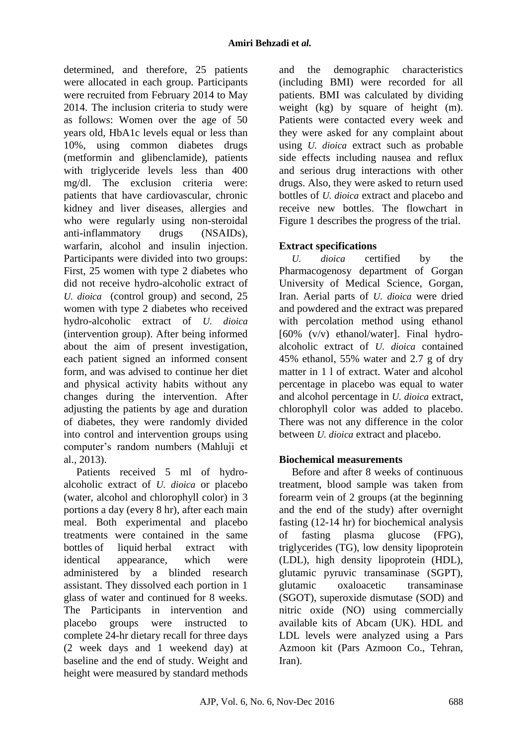determined, and therefore, 25 patients were allocated in each group. Participants were recruited from February 2014 to May 2014. The inclusion criteria to study were as follows: Women over the age of 50 years old, HbA1c levels equal or less than 10%, using common diabetes drugs (metformin and glibenclamide), patients with triglyceride levels less than 400 mg/dl. The exclusion criteria were: patients that have cardiovascular, chronic kidney and liver diseases, allergies and who were regularly using non-steroidal anti-inflammatory drugs (NSAIDs), warfarin, alcohol and insulin injection. Participants were divided into two groups: First, 25 women with type 2 diabetes who did not receive hydro-alcoholic extract of *U. dioica* (control group) and second, 25 women with type 2 diabetes who received hydro-alcoholic extract of *U. dioica* (intervention group). After being informed about the aim of present investigation, each patient signed an informed consent form, and was advised to continue her diet and physical activity habits without any changes during the intervention. After adjusting the patients by age and duration of diabetes, they were randomly divided into control and intervention groups using computer's random numbers (Mahluji et al., 2013).

Patients received 5 ml of hydro-alcoholic extract of *U. dioica* or placebo (water, alcohol and chlorophyll color) in 3 portions a day (every 8 hr), after each main meal. Both experimental and placebo treatments were contained in the same bottles of liquid herbal extract with identical appearance, which were administered by a blinded research assistant. They dissolved each portion in 1 glass of water and continued for 8 weeks. The Participants in intervention and placebo groups were instructed to complete 24-hr dietary recall for three days (2 week days and 1 weekend day) at baseline and the end of study. Weight and height were measured by standard methods and the demographic characteristics (including BMI) were recorded for all patients. BMI was calculated by dividing weight (kg) by square of height (m). Patients were contacted every week and they were asked for any complaint about using *U. dioica* extract such as probable side effects including nausea and reflux and serious drug interactions with other drugs. Also, they were asked to return used bottles of *U. dioica* extract and placebo and receive new bottles. The flowchart in Figure 1 describes the progress of the trial.

**Extract specifications**

*U. dioica* certified by the Pharmacogenosy department of Gorgan University of Medical Science, Gorgan, Iran. Aerial parts of *U. dioica* were dried and powdered and the extract was prepared with percolation method using ethanol [60% (v/v) ethanol/water]. Final hydro-alcoholic extract of *U. dioica* contained 45% ethanol, 55% water and 2.7 g of dry matter in 1 l of extract. Water and alcohol percentage in placebo was equal to water and alcohol percentage in *U. dioica* extract, chlorophyll color was added to placebo. There was not any difference in the color between *U. dioica* extract and placebo.

**Biochemical measurements**

Before and after 8 weeks of continuous treatment, blood sample was taken from forearm vein of 2 groups (at the beginning and the end of the study) after overnight fasting (12-14 hr) for biochemical analysis of fasting plasma glucose (FPG), triglycerides (TG), low density lipoprotein (LDL), high density lipoprotein (HDL), glutamic pyruvic transaminase (SGPT), glutamic oxaloacetic transaminase (SGOT), superoxide dismutase (SOD) and nitric oxide (NO) using commercially available kits of Abcam (UK). HDL and LDL levels were analyzed using a Pars Azmoon kit (Pars Azmoon Co., Tehran, Iran).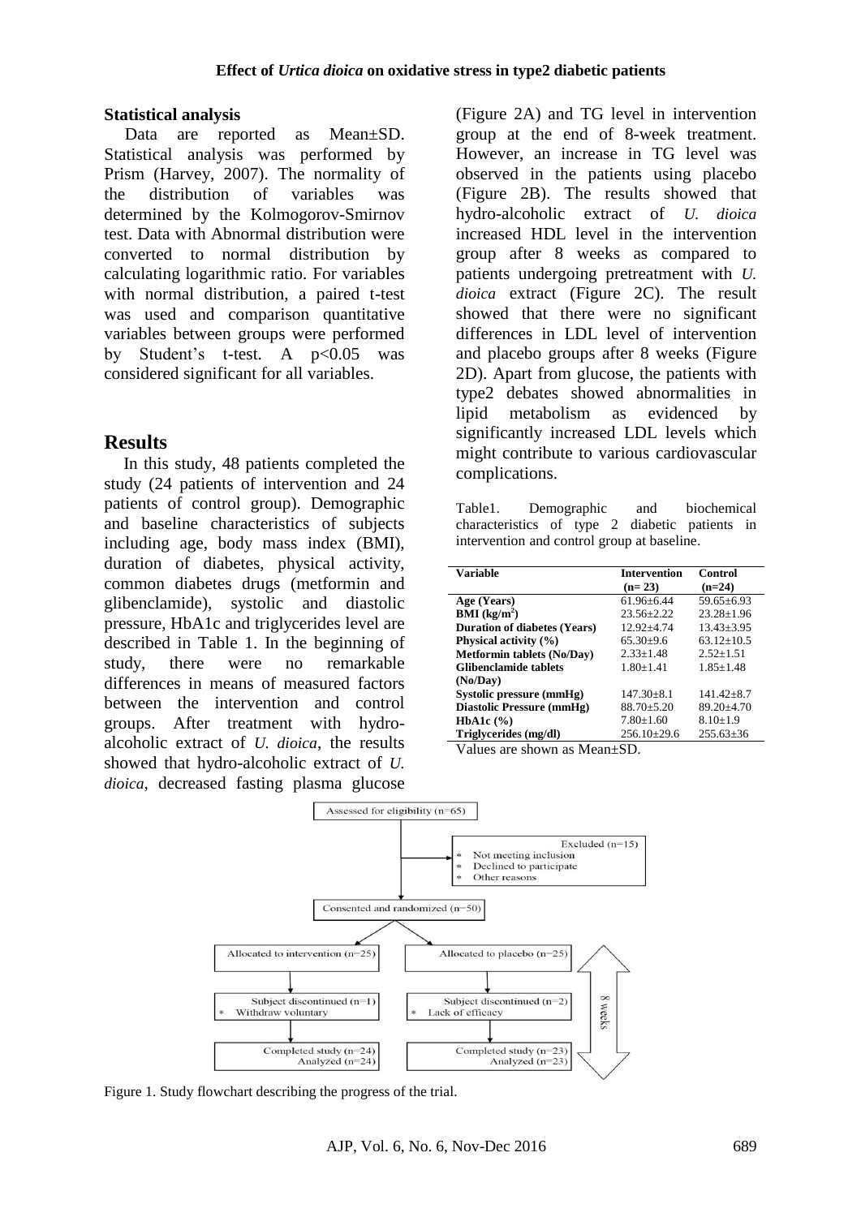### Statistical analysis

Data are reported as Mean±SD. Statistical analysis was performed by Prism (Harvey, 2007). The normality of the distribution of variables was determined by the Kolmogorov-Smirnov test. Data with Abnormal distribution were converted to normal distribution by calculating logarithmic ratio. For variables with normal distribution, a paired t-test was used and comparison quantitative variables between groups were performed by Student's t-test. A $p<0.05$ was considered significant for all variables.

## Results

In this study, 48 patients completed the study (24 patients of intervention and 24 patients of control group). Demographic and baseline characteristics of subjects including age, body mass index (BMI), duration of diabetes, physical activity, common diabetes drugs (metformin and glibenclamide), systolic and diastolic pressure, HbA1c and triglycerides level are described in Table 1. In the beginning of study, there were no remarkable differences in means of measured factors between the intervention and control groups. After treatment with hydro-alcoholic extract of *U. dioica*, the results showed that hydro-alcoholic extract of *U. dioica*, decreased fasting plasma glucose (Figure 2A) and TG level in intervention group at the end of 8-week treatment. However, an increase in TG level was observed in the patients using placebo (Figure 2B). The results showed that hydro-alcoholic extract of *U. dioica* increased HDL level in the intervention group after 8 weeks as compared to patients undergoing pretreatment with *U. dioica* extract (Figure 2C). The result showed that there were no significant differences in LDL level of intervention and placebo groups after 8 weeks (Figure 2D). Apart from glucose, the patients with type2 debates showed abnormalities in lipid metabolism as evidenced by significantly increased LDL levels which might contribute to various cardiovascular complications.

Table1. Demographic and biochemical characteristics of type 2 diabetic patients in intervention and control group at baseline.

| Variable | Intervention (n= 23) | Control (n=24) |
|---|---|---|
| **Age (Years)** | 61.96±6.44 | 59.65±6.93 |
| **BMI (kg/m$^2$)** | 23.56±2.22 | 23.28±1.96 |
| **Duration of diabetes (Years)** | 12.92±4.74 | 13.43±3.95 |
| **Physical activity (%)** | 65.30±9.6 | 63.12±10.5 |
| **Metformin tablets (No/Day)** | 2.33±1.48 | 2.52±1.51 |
| **Glibenclamide tablets (No/Day)** | 1.80±1.41 | 1.85±1.48 |
| **Systolic pressure (mmHg)** | 147.30±8.1 | 141.42±8.7 |
| **Diastolic Pressure (mmHg)** | 88.70±5.20 | 89.20±4.70 |
| **HbA1c (%)** | 7.80±1.60 | 8.10±1.9 |
| **Triglycerides (mg/dl)** | 256.10±29.6 | 255.63±36 |

Values are shown as Mean±SD.

Figure 1. Study flowchart describing the progress of the trial.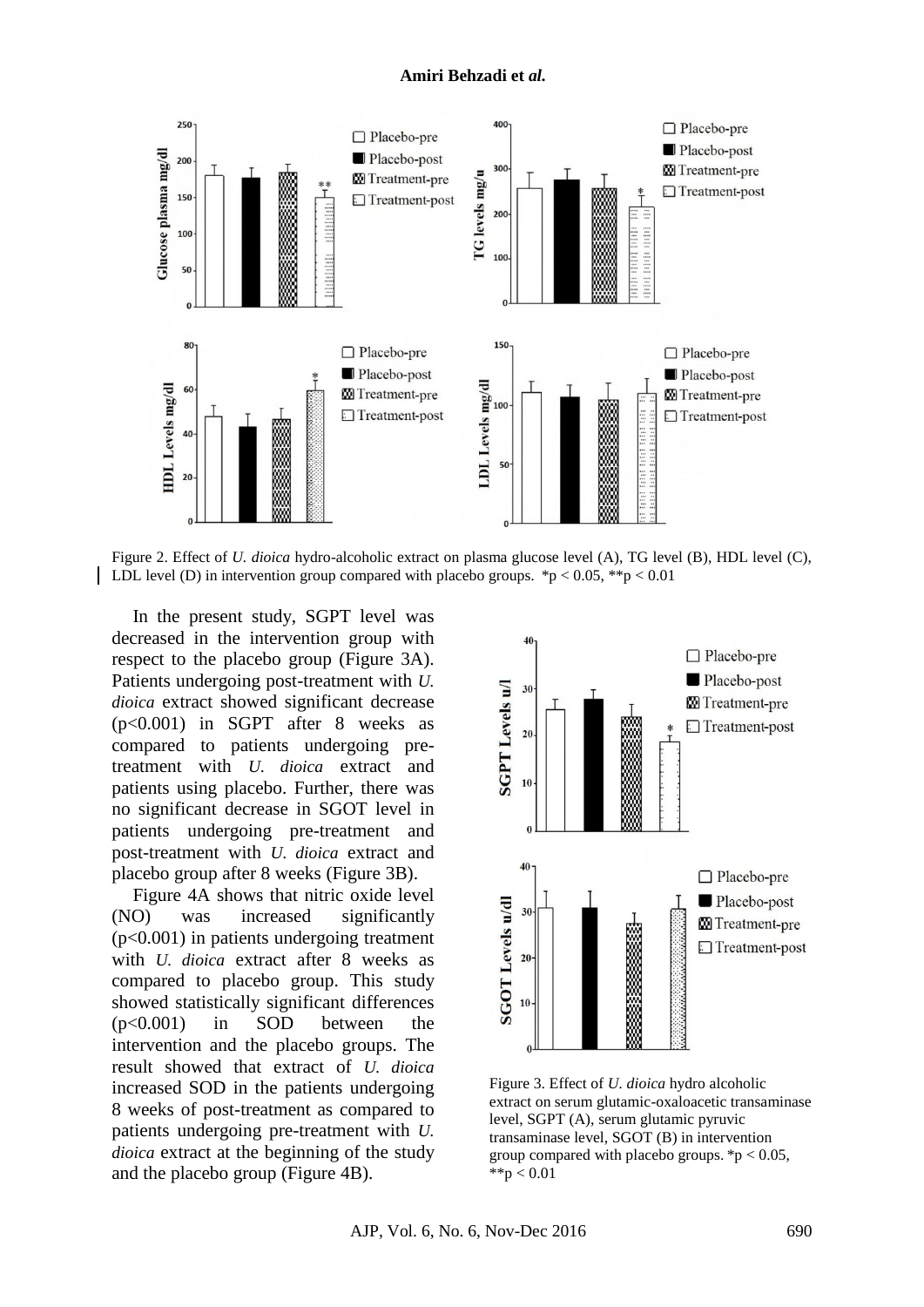Figure 2. Effect of *U. dioica* hydro-alcoholic extract on plasma glucose level (A), TG level (B), HDL level (C), LDL level (D) in intervention group compared with placebo groups. $*p < 0.05$, $**p < 0.01$

In the present study, SGPT level was decreased in the intervention group with respect to the placebo group (Figure 3A). Patients undergoing post-treatment with *U. dioica* extract showed significant decrease ($p<0.001$) in SGPT after 8 weeks as compared to patients undergoing pre-treatment with *U. dioica* extract and patients using placebo. Further, there was no significant decrease in SGOT level in patients undergoing pre-treatment and post-treatment with *U. dioica* extract and placebo group after 8 weeks (Figure 3B).

Figure 4A shows that nitric oxide level (NO) was increased significantly ($p<0.001$) in patients undergoing treatment with *U. dioica* extract after 8 weeks as compared to placebo group. This study showed statistically significant differences ($p<0.001$) in SOD between the intervention and the placebo groups. The result showed that extract of *U. dioica* increased SOD in the patients undergoing 8 weeks of post-treatment as compared to patients undergoing pre-treatment with *U. dioica* extract at the beginning of the study and the placebo group (Figure 4B).

Figure 3. Effect of *U. dioica* hydro alcoholic extract on serum glutamic-oxaloacetic transaminase level, SGPT (A), serum glutamic pyruvic transaminase level, SGOT (B) in intervention group compared with placebo groups. $*p < 0.05$, $**p < 0.01$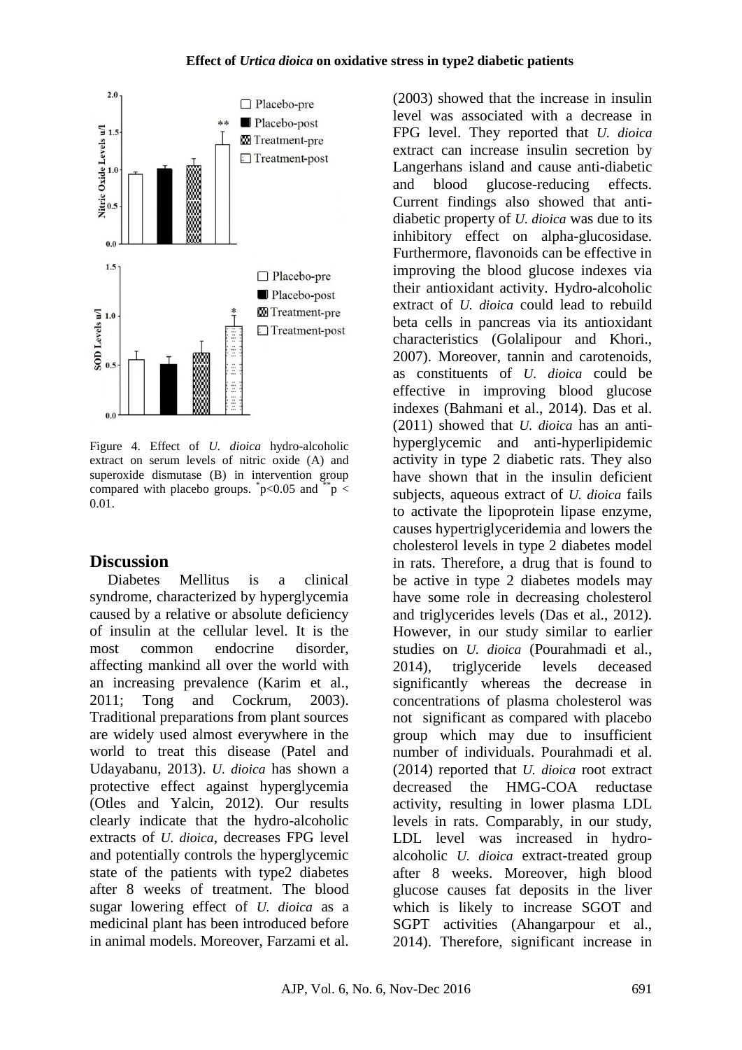Figure 4. Effect of *U. dioica* hydro-alcoholic extract on serum levels of nitric oxide (A) and superoxide dismutase (B) in intervention group compared with placebo groups. $^{*}p<0.05$ and $^{**}p < 0.01$.

## Discussion

Diabetes Mellitus is a clinical syndrome, characterized by hyperglycemia caused by a relative or absolute deficiency of insulin at the cellular level. It is the most common endocrine disorder, affecting mankind all over the world with an increasing prevalence (Karim et al., 2011; Tong and Cockrum, 2003). Traditional preparations from plant sources are widely used almost everywhere in the world to treat this disease (Patel and Udayabanu, 2013). *U. dioica* has shown a protective effect against hyperglycemia (Otles and Yalcin, 2012). Our results clearly indicate that the hydro-alcoholic extracts of *U. dioica*, decreases FPG level and potentially controls the hyperglycemic state of the patients with type2 diabetes after 8 weeks of treatment. The blood sugar lowering effect of *U. dioica* as a medicinal plant has been introduced before in animal models. Moreover, Farzami et al. (2003) showed that the increase in insulin level was associated with a decrease in FPG level. They reported that *U. dioica* extract can increase insulin secretion by Langerhans island and cause anti-diabetic and blood glucose-reducing effects. Current findings also showed that anti-diabetic property of *U. dioica* was due to its inhibitory effect on alpha-glucosidase. Furthermore, flavonoids can be effective in improving the blood glucose indexes via their antioxidant activity. Hydro-alcoholic extract of *U. dioica* could lead to rebuild beta cells in pancreas via its antioxidant characteristics (Golalipour and Khori., 2007). Moreover, tannin and carotenoids, as constituents of *U. dioica* could be effective in improving blood glucose indexes (Bahmani et al., 2014). Das et al. (2011) showed that *U. dioica* has an anti-hyperglycemic and anti-hyperlipidemic activity in type 2 diabetic rats. They also have shown that in the insulin deficient subjects, aqueous extract of *U. dioica* fails to activate the lipoprotein lipase enzyme, causes hypertriglyceridemia and lowers the cholesterol levels in type 2 diabetes model in rats. Therefore, a drug that is found to be active in type 2 diabetes models may have some role in decreasing cholesterol and triglycerides levels (Das et al., 2012). However, in our study similar to earlier studies on *U. dioica* (Pourahmadi et al., 2014), triglyceride levels deceased significantly whereas the decrease in concentrations of plasma cholesterol was not significant as compared with placebo group which may due to insufficient number of individuals. Pourahmadi et al. (2014) reported that *U. dioica* root extract decreased the HMG-COA reductase activity, resulting in lower plasma LDL levels in rats. Comparably, in our study, LDL level was increased in hydro-alcoholic *U. dioica* extract-treated group after 8 weeks. Moreover, high blood glucose causes fat deposits in the liver which is likely to increase SGOT and SGPT activities (Ahangarpour et al., 2014). Therefore, significant increase in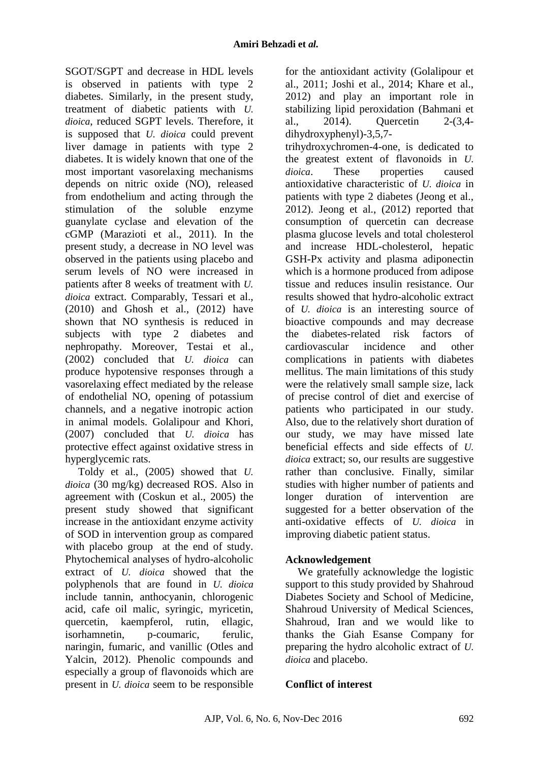SGOT/SGPT and decrease in HDL levels is observed in patients with type 2 diabetes. Similarly, in the present study, treatment of diabetic patients with *U. dioica*, reduced SGPT levels. Therefore, it is supposed that *U. dioica* could prevent liver damage in patients with type 2 diabetes. It is widely known that one of the most important vasorelaxing mechanisms depends on nitric oxide (NO), released from endothelium and acting through the stimulation of the soluble enzyme guanylate cyclase and elevation of the cGMP (Marazioti et al., 2011). In the present study, a decrease in NO level was observed in the patients using placebo and serum levels of NO were increased in patients after 8 weeks of treatment with *U. dioica* extract. Comparably, Tessari et al., (2010) and Ghosh et al., (2012) have shown that NO synthesis is reduced in subjects with type 2 diabetes and nephropathy. Moreover, Testai et al., (2002) concluded that *U. dioica* can produce hypotensive responses through a vasorelaxing effect mediated by the release of endothelial NO, opening of potassium channels, and a negative inotropic action in animal models. Golalipour and Khori, (2007) concluded that *U. dioica* has protective effect against oxidative stress in hyperglycemic rats.

Toldy et al., (2005) showed that *U. dioica* (30 mg/kg) decreased ROS. Also in agreement with (Coskun et al., 2005) the present study showed that significant increase in the antioxidant enzyme activity of SOD in intervention group as compared with placebo group at the end of study. Phytochemical analyses of hydro-alcoholic extract of *U. dioica* showed that the polyphenols that are found in *U. dioica* include tannin, anthocyanin, chlorogenic acid, cafe oil malic, syringic, myricetin, quercetin, kaempferol, rutin, ellagic, isorhamnetin, p-coumaric, ferulic, naringin, fumaric, and vanillic (Otles and Yalcin, 2012). Phenolic compounds and especially a group of flavonoids which are present in *U. dioica* seem to be responsible for the antioxidant activity (Golalipour et al., 2011; Joshi et al., 2014; Khare et al., 2012) and play an important role in stabilizing lipid peroxidation (Bahmani et al., 2014). Quercetin 2-(3,4-dihydroxyphenyl)-3,5,7-trihydroxychromen-4-one, is dedicated to the greatest extent of flavonoids in *U. dioica*. These properties caused antioxidative characteristic of *U. dioica* in patients with type 2 diabetes (Jeong et al., 2012). Jeong et al., (2012) reported that consumption of quercetin can decrease plasma glucose levels and total cholesterol and increase HDL-cholesterol, hepatic GSH-Px activity and plasma adiponectin which is a hormone produced from adipose tissue and reduces insulin resistance. Our results showed that hydro-alcoholic extract of *U. dioica* is an interesting source of bioactive compounds and may decrease the diabetes-related risk factors of cardiovascular incidence and other complications in patients with diabetes mellitus. The main limitations of this study were the relatively small sample size, lack of precise control of diet and exercise of patients who participated in our study. Also, due to the relatively short duration of our study, we may have missed late beneficial effects and side effects of *U. dioica* extract; so, our results are suggestive rather than conclusive. Finally, similar studies with higher number of patients and longer duration of intervention are suggested for a better observation of the anti-oxidative effects of *U. dioica* in improving diabetic patient status.

## Acknowledgement

We gratefully acknowledge the logistic support to this study provided by Shahroud Diabetes Society and School of Medicine, Shahroud University of Medical Sciences, Shahroud, Iran and we would like to thanks the Giah Esanse Company for preparing the hydro alcoholic extract of *U. dioica* and placebo.

## Conflict of interest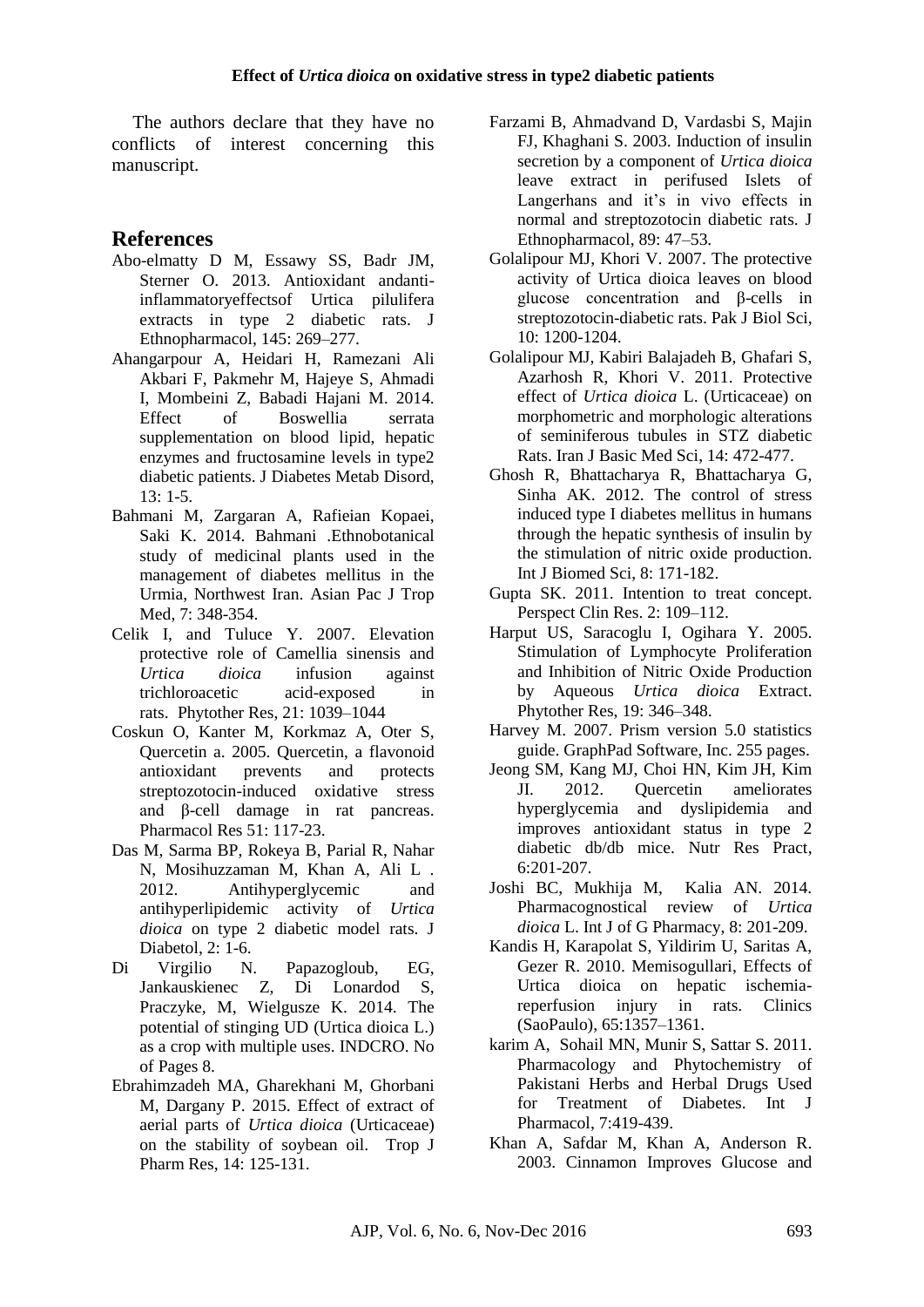The authors declare that they have no conflicts of interest concerning this manuscript.

## References

Abo-elmatty D M, Essawy SS, Badr JM, Sterner O. 2013. Antioxidant andanti-inflammatoryeffectsof Urtica pilulifera extracts in type 2 diabetic rats. J Ethnopharmacol, 145: 269–277.

Ahangarpour A, Heidari H, Ramezani Ali Akbari F, Pakmehr M, Hajeye S, Ahmadi I, Mombeini Z, Babadi Hajani M. 2014. Effect of Boswellia serrata supplementation on blood lipid, hepatic enzymes and fructosamine levels in type2 diabetic patients. J Diabetes Metab Disord, 13: 1-5.

Bahmani M, Zargaran A, Rafieian Kopaei, Saki K. 2014. Bahmani .Ethnobotanical study of medicinal plants used in the management of diabetes mellitus in the Urmia, Northwest Iran. Asian Pac J Trop Med, 7: 348-354.

Celik I, and Tuluce Y. 2007. Elevation protective role of Camellia sinensis and *Urtica dioica* infusion against trichloroacetic acid-exposed in rats. Phytother Res, 21: 1039–1044

Coskun O, Kanter M, Korkmaz A, Oter S, Quercetin a. 2005. Quercetin, a flavonoid antioxidant prevents and protects streptozotocin-induced oxidative stress and β-cell damage in rat pancreas. Pharmacol Res 51: 117-23.

Das M, Sarma BP, Rokeya B, Parial R, Nahar N, Mosihuzzaman M, Khan A, Ali L . 2012. Antihyperglycemic and antihyperlipidemic activity of *Urtica dioica* on type 2 diabetic model rats. J Diabetol, 2: 1-6.

Di Virgilio N. Papazogloub, EG, Jankauskienec Z, Di Lonardod S, Praczyke, M, Wielgusze K. 2014. The potential of stinging UD (Urtica dioica L.) as a crop with multiple uses. INDCRO. No of Pages 8.

Ebrahimzadeh MA, Gharekhani M, Ghorbani M, Dargany P. 2015. Effect of extract of aerial parts of *Urtica dioica* (Urticaceae) on the stability of soybean oil. Trop J Pharm Res, 14: 125-131.

Farzami B, Ahmadvand D, Vardasbi S, Majin FJ, Khaghani S. 2003. Induction of insulin secretion by a component of *Urtica dioica* leave extract in perifused Islets of Langerhans and it's in vivo effects in normal and streptozotocin diabetic rats. J Ethnopharmacol, 89: 47–53.

Golalipour MJ, Khori V. 2007. The protective activity of Urtica dioica leaves on blood glucose concentration and β-cells in streptozotocin-diabetic rats. Pak J Biol Sci, 10: 1200-1204.

Golalipour MJ, Kabiri Balajadeh B, Ghafari S, Azarhosh R, Khori V. 2011. Protective effect of *Urtica dioica* L. (Urticaceae) on morphometric and morphologic alterations of seminiferous tubules in STZ diabetic Rats. Iran J Basic Med Sci, 14: 472-477.

Ghosh R, Bhattacharya R, Bhattacharya G, Sinha AK. 2012. The control of stress induced type I diabetes mellitus in humans through the hepatic synthesis of insulin by the stimulation of nitric oxide production. Int J Biomed Sci, 8: 171-182.

Gupta SK. 2011. Intention to treat concept. Perspect Clin Res. 2: 109–112.

Harput US, Saracoglu I, Ogihara Y. 2005. Stimulation of Lymphocyte Proliferation and Inhibition of Nitric Oxide Production by Aqueous *Urtica dioica* Extract. Phytother Res, 19: 346–348.

Harvey M. 2007. Prism version 5.0 statistics guide. GraphPad Software, Inc. 255 pages.

Jeong SM, Kang MJ, Choi HN, Kim JH, Kim JI. 2012. Quercetin ameliorates hyperglycemia and dyslipidemia and improves antioxidant status in type 2 diabetic db/db mice. Nutr Res Pract, 6:201-207.

Joshi BC, Mukhija M, Kalia AN. 2014. Pharmacognostical review of *Urtica dioica* L. Int J of G Pharmacy, 8: 201-209.

Kandis H, Karapolat S, Yildirim U, Saritas A, Gezer R. 2010. Memisogullari, Effects of Urtica dioica on hepatic ischemia-reperfusion injury in rats. Clinics (SaoPaulo), 65:1357–1361.

karim A, Sohail MN, Munir S, Sattar S. 2011. Pharmacology and Phytochemistry of Pakistani Herbs and Herbal Drugs Used for Treatment of Diabetes. Int J Pharmacol, 7:419-439.

Khan A, Safdar M, Khan A, Anderson R. 2003. Cinnamon Improves Glucose and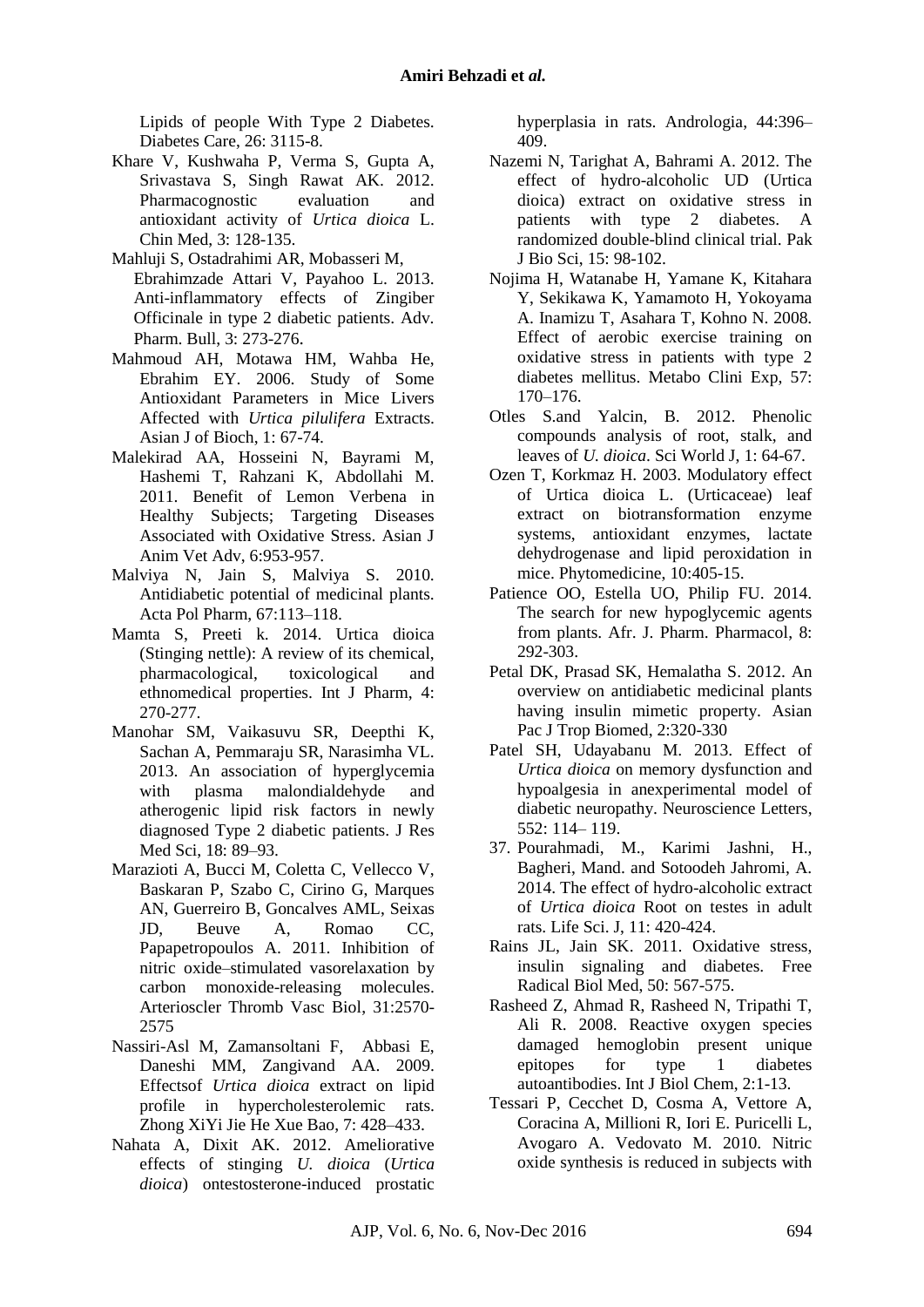Lipids of people With Type 2 Diabetes. Diabetes Care, 26: 3115-8.

Khare V, Kushwaha P, Verma S, Gupta A, Srivastava S, Singh Rawat AK. 2012. Pharmacognostic evaluation and antioxidant activity of *Urtica dioica* L. Chin Med, 3: 128-135.

Mahluji S, Ostadrahimi AR, Mobasseri M, Ebrahimzade Attari V, Payahoo L. 2013. Anti-inflammatory effects of Zingiber Officinale in type 2 diabetic patients. Adv. Pharm. Bull, 3: 273-276.

Mahmoud AH, Motawa HM, Wahba He, Ebrahim EY. 2006. Study of Some Antioxidant Parameters in Mice Livers Affected with *Urtica pilulifera* Extracts. Asian J of Bioch, 1: 67-74.

Malekirad AA, Hosseini N, Bayrami M, Hashemi T, Rahzani K, Abdollahi M. 2011. Benefit of Lemon Verbena in Healthy Subjects; Targeting Diseases Associated with Oxidative Stress. Asian J Anim Vet Adv, 6:953-957.

Malviya N, Jain S, Malviya S. 2010. Antidiabetic potential of medicinal plants. Acta Pol Pharm, 67:113–118.

Mamta S, Preeti k. 2014. Urtica dioica (Stinging nettle): A review of its chemical, pharmacological, toxicological and ethnomedical properties. Int J Pharm, 4: 270-277.

Manohar SM, Vaikasuvu SR, Deepthi K, Sachan A, Pemmaraju SR, Narasimha VL. 2013. An association of hyperglycemia with plasma malondialdehyde and atherogenic lipid risk factors in newly diagnosed Type 2 diabetic patients. J Res Med Sci, 18: 89–93.

Marazioti A, Bucci M, Coletta C, Vellecco V, Baskaran P, Szabo C, Cirino G, Marques AN, Guerreiro B, Goncalves AML, Seixas JD, Beuve A, Romao CC, Papapetropoulos A. 2011. Inhibition of nitric oxide–stimulated vasorelaxation by carbon monoxide-releasing molecules. Arterioscler Thromb Vasc Biol, 31:2570-2575

Nassiri-Asl M, Zamansoltani F, Abbasi E, Daneshi MM, Zangivand AA. 2009. Effectsof *Urtica dioica* extract on lipid profile in hypercholesterolemic rats. Zhong XiYi Jie He Xue Bao, 7: 428–433.

Nahata A, Dixit AK. 2012. Ameliorative effects of stinging *U. dioica* (*Urtica dioica*) ontestosterone-induced prostatic hyperplasia in rats. Andrologia, 44:396–409.

Nazemi N, Tarighat A, Bahrami A. 2012. The effect of hydro-alcoholic UD (Urtica dioica) extract on oxidative stress in patients with type 2 diabetes. A randomized double-blind clinical trial. Pak J Bio Sci, 15: 98-102.

Nojima H, Watanabe H, Yamane K, Kitahara Y, Sekikawa K, Yamamoto H, Yokoyama A. Inamizu T, Asahara T, Kohno N. 2008. Effect of aerobic exercise training on oxidative stress in patients with type 2 diabetes mellitus. Metabo Clini Exp, 57: 170–176.

Otles S.and Yalcin, B. 2012. Phenolic compounds analysis of root, stalk, and leaves of *U. dioica*. Sci World J, 1: 64-67.

Ozen T, Korkmaz H. 2003. Modulatory effect of Urtica dioica L. (Urticaceae) leaf extract on biotransformation enzyme systems, antioxidant enzymes, lactate dehydrogenase and lipid peroxidation in mice. Phytomedicine, 10:405-15.

Patience OO, Estella UO, Philip FU. 2014. The search for new hypoglycemic agents from plants. Afr. J. Pharm. Pharmacol, 8: 292-303.

Petal DK, Prasad SK, Hemalatha S. 2012. An overview on antidiabetic medicinal plants having insulin mimetic property. Asian Pac J Trop Biomed, 2:320-330

Patel SH, Udayabanu M. 2013. Effect of *Urtica dioica* on memory dysfunction and hypoalgesia in anexperimental model of diabetic neuropathy. Neuroscience Letters, 552: 114– 119.

37. Pourahmadi, M., Karimi Jashni, H., Bagheri, Mand. and Sotoodeh Jahromi, A. 2014. The effect of hydro-alcoholic extract of *Urtica dioica* Root on testes in adult rats. Life Sci. J, 11: 420-424.

Rains JL, Jain SK. 2011. Oxidative stress, insulin signaling and diabetes. Free Radical Biol Med, 50: 567-575.

Rasheed Z, Ahmad R, Rasheed N, Tripathi T, Ali R. 2008. Reactive oxygen species damaged hemoglobin present unique epitopes for type 1 diabetes autoantibodies. Int J Biol Chem, 2:1-13.

Tessari P, Cecchet D, Cosma A, Vettore A, Coracina A, Millioni R, Iori E. Puricelli L, Avogaro A. Vedovato M. 2010. Nitric oxide synthesis is reduced in subjects with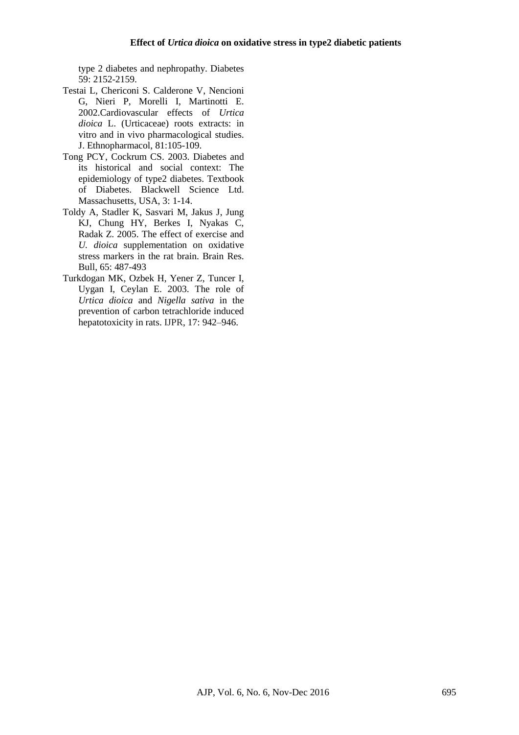type 2 diabetes and nephropathy. Diabetes 59: 2152-2159.

Testai L, Chericoni S. Calderone V, Nencioni G, Nieri P, Morelli I, Martinotti E. 2002.Cardiovascular effects of *Urtica dioica* L. (Urticaceae) roots extracts: in vitro and in vivo pharmacological studies. J. Ethnopharmacol, 81:105-109.

Tong PCY, Cockrum CS. 2003. Diabetes and its historical and social context: The epidemiology of type2 diabetes. Textbook of Diabetes. Blackwell Science Ltd. Massachusetts, USA, 3: 1-14.

Toldy A, Stadler K, Sasvari M, Jakus J, Jung KJ, Chung HY, Berkes I, Nyakas C, Radak Z. 2005. The effect of exercise and *U. dioica* supplementation on oxidative stress markers in the rat brain. Brain Res. Bull, 65: 487-493

Turkdogan MK, Ozbek H, Yener Z, Tuncer I, Uygan I, Ceylan E. 2003. The role of *Urtica dioica* and *Nigella sativa* in the prevention of carbon tetrachloride induced hepatotoxicity in rats. IJPR, 17: 942–946.